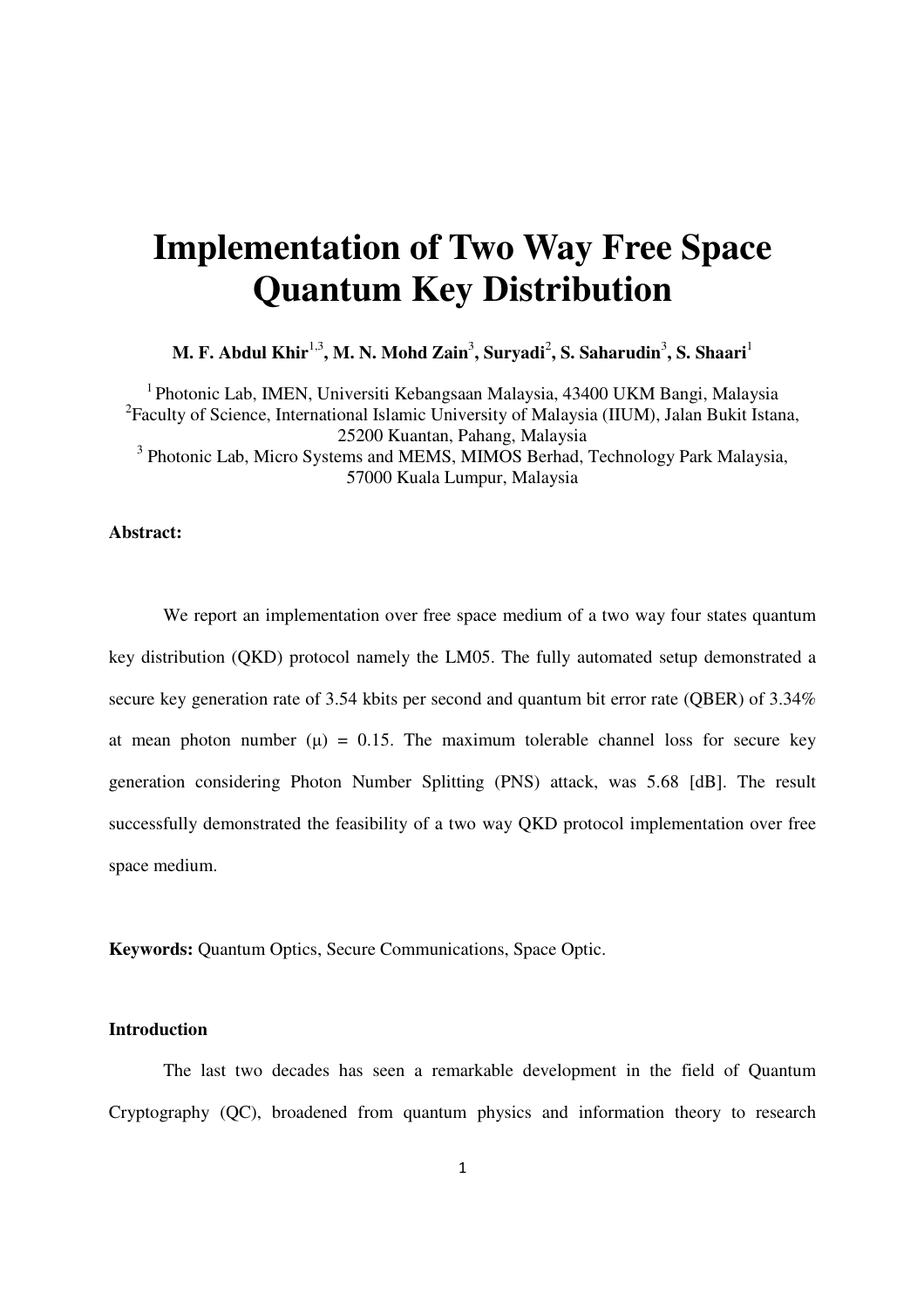# Implementation of Two Way Free Space Quantum Key Distribution

**M. F. Abdul Khir[1,3], M. N. Mohd Zain[3], Suryadi[2], S. Saharudin[3], S. Shaari[1]**

[1] Photonic Lab, IMEN, Universiti Kebangsaan Malaysia, 43400 UKM Bangi, Malaysia
[2]Faculty of Science, International Islamic University of Malaysia (IIUM), Jalan Bukit Istana, 25200 Kuantan, Pahang, Malaysia
[3] Photonic Lab, Micro Systems and MEMS, MIMOS Berhad, Technology Park Malaysia, 57000 Kuala Lumpur, Malaysia

**Abstract:**

We report an implementation over free space medium of a two way four states quantum key distribution (QKD) protocol namely the LM05. The fully automated setup demonstrated a secure key generation rate of 3.54 kbits per second and quantum bit error rate (QBER) of 3.34% at mean photon number ($\mu$) = 0.15. The maximum tolerable channel loss for secure key generation considering Photon Number Splitting (PNS) attack, was 5.68 [dB]. The result successfully demonstrated the feasibility of a two way QKD protocol implementation over free space medium.

**Keywords:** Quantum Optics, Secure Communications, Space Optic.

**Introduction**

The last two decades has seen a remarkable development in the field of Quantum Cryptography (QC), broadened from quantum physics and information theory to research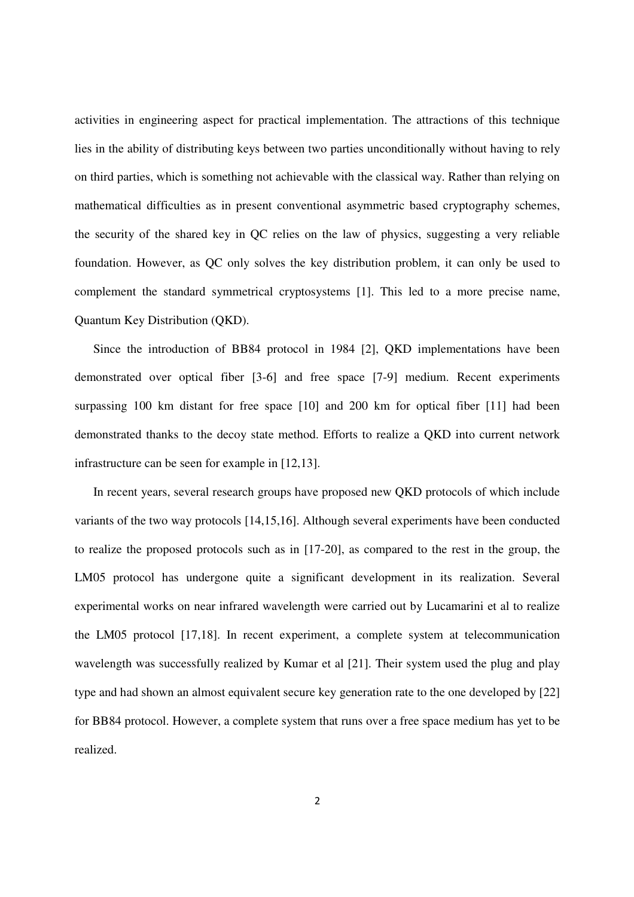activities in engineering aspect for practical implementation. The attractions of this technique lies in the ability of distributing keys between two parties unconditionally without having to rely on third parties, which is something not achievable with the classical way. Rather than relying on mathematical difficulties as in present conventional asymmetric based cryptography schemes, the security of the shared key in QC relies on the law of physics, suggesting a very reliable foundation. However, as QC only solves the key distribution problem, it can only be used to complement the standard symmetrical cryptosystems [1]. This led to a more precise name, Quantum Key Distribution (QKD).

Since the introduction of BB84 protocol in 1984 [2], QKD implementations have been demonstrated over optical fiber [3-6] and free space [7-9] medium. Recent experiments surpassing 100 km distant for free space [10] and 200 km for optical fiber [11] had been demonstrated thanks to the decoy state method. Efforts to realize a QKD into current network infrastructure can be seen for example in [12,13].

In recent years, several research groups have proposed new QKD protocols of which include variants of the two way protocols [14,15,16]. Although several experiments have been conducted to realize the proposed protocols such as in [17-20], as compared to the rest in the group, the LM05 protocol has undergone quite a significant development in its realization. Several experimental works on near infrared wavelength were carried out by Lucamarini et al to realize the LM05 protocol [17,18]. In recent experiment, a complete system at telecommunication wavelength was successfully realized by Kumar et al [21]. Their system used the plug and play type and had shown an almost equivalent secure key generation rate to the one developed by [22] for BB84 protocol. However, a complete system that runs over a free space medium has yet to be realized.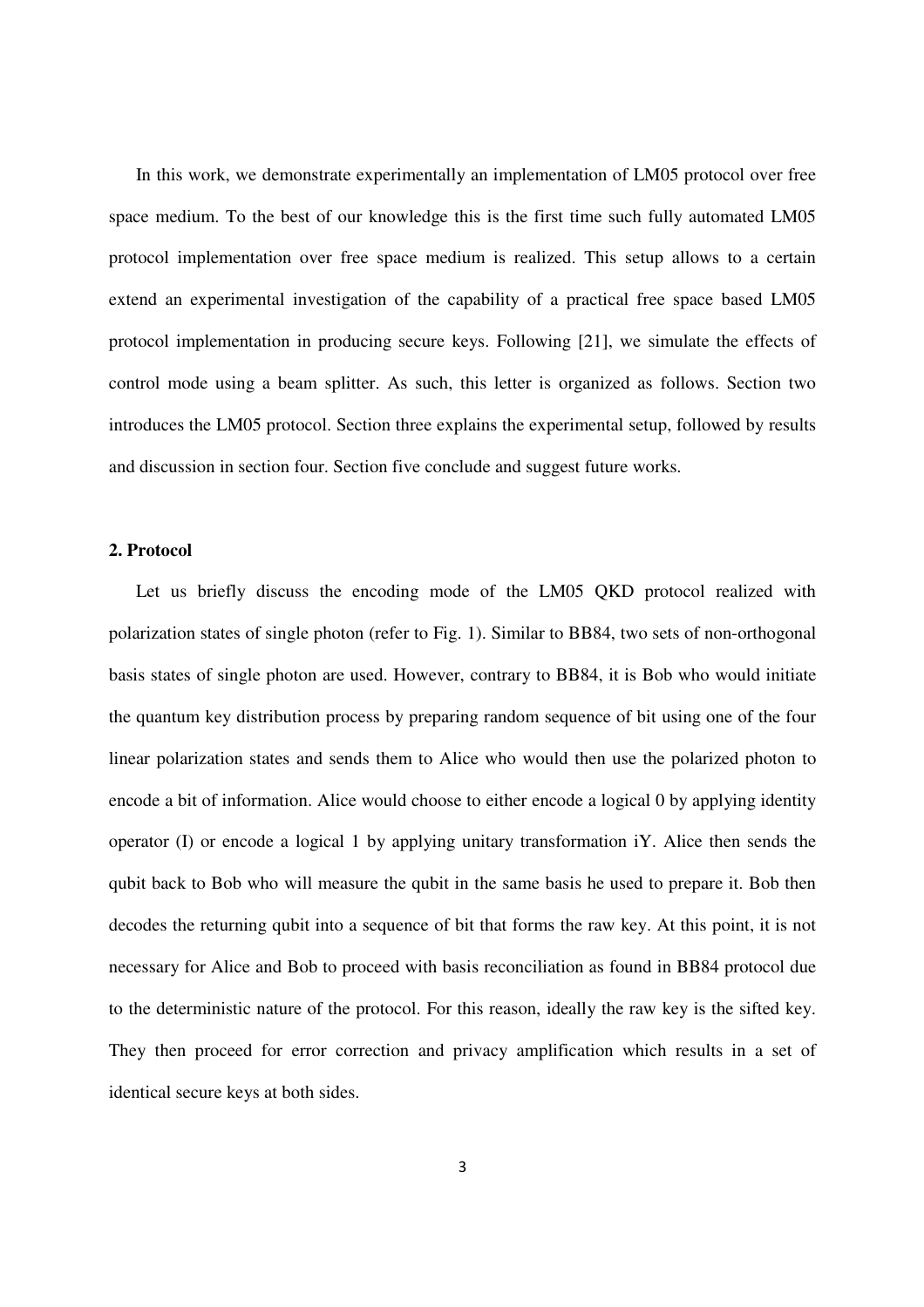In this work, we demonstrate experimentally an implementation of LM05 protocol over free space medium. To the best of our knowledge this is the first time such fully automated LM05 protocol implementation over free space medium is realized. This setup allows to a certain extend an experimental investigation of the capability of a practical free space based LM05 protocol implementation in producing secure keys. Following [21], we simulate the effects of control mode using a beam splitter. As such, this letter is organized as follows. Section two introduces the LM05 protocol. Section three explains the experimental setup, followed by results and discussion in section four. Section five conclude and suggest future works.

## 2. Protocol

Let us briefly discuss the encoding mode of the LM05 QKD protocol realized with polarization states of single photon (refer to Fig. 1). Similar to BB84, two sets of non-orthogonal basis states of single photon are used. However, contrary to BB84, it is Bob who would initiate the quantum key distribution process by preparing random sequence of bit using one of the four linear polarization states and sends them to Alice who would then use the polarized photon to encode a bit of information. Alice would choose to either encode a logical 0 by applying identity operator (I) or encode a logical 1 by applying unitary transformation iY. Alice then sends the qubit back to Bob who will measure the qubit in the same basis he used to prepare it. Bob then decodes the returning qubit into a sequence of bit that forms the raw key. At this point, it is not necessary for Alice and Bob to proceed with basis reconciliation as found in BB84 protocol due to the deterministic nature of the protocol. For this reason, ideally the raw key is the sifted key. They then proceed for error correction and privacy amplification which results in a set of identical secure keys at both sides.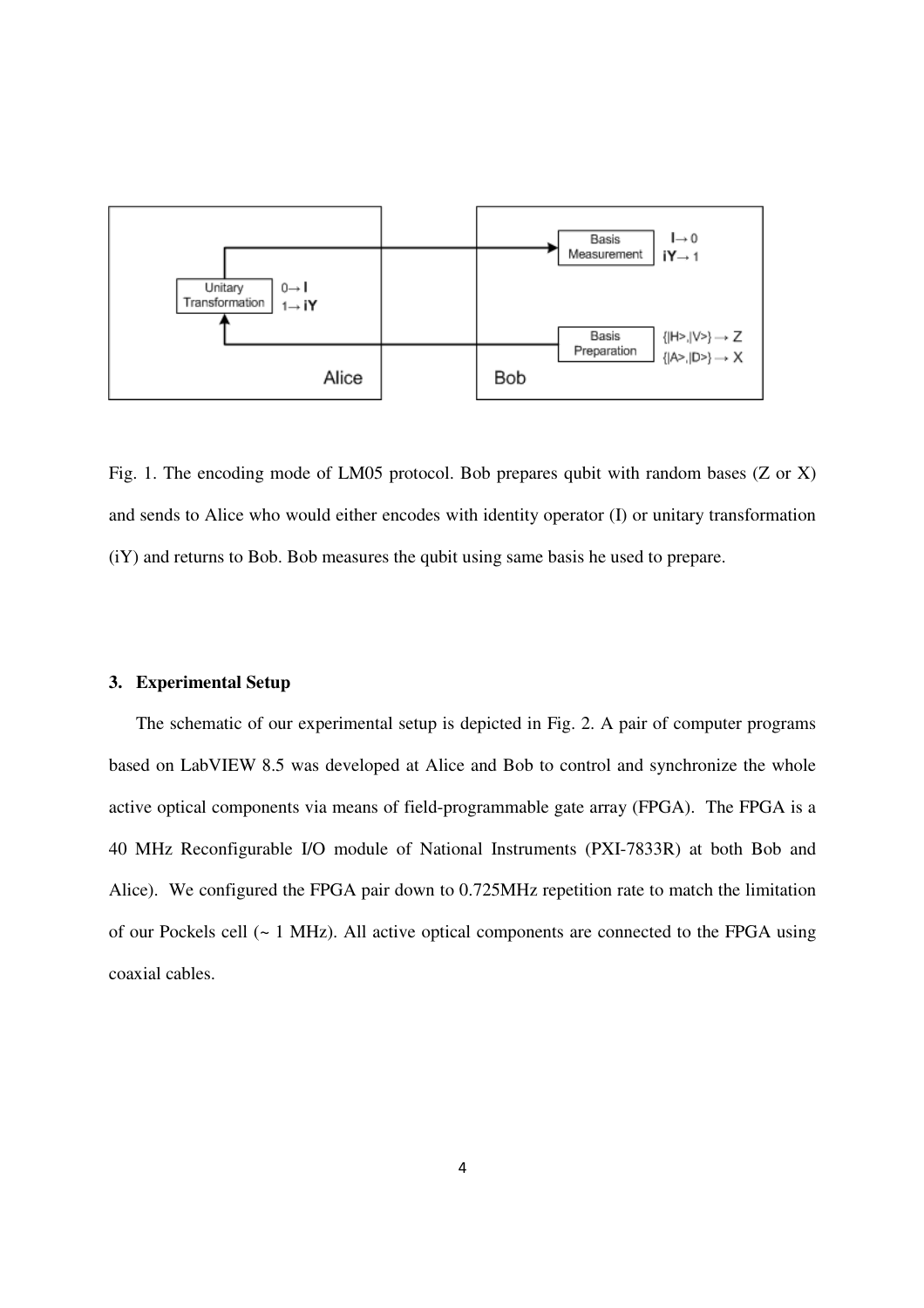Fig. 1. The encoding mode of LM05 protocol. Bob prepares qubit with random bases (Z or X) and sends to Alice who would either encodes with identity operator (I) or unitary transformation (iY) and returns to Bob. Bob measures the qubit using same basis he used to prepare.

### 3. Experimental Setup

The schematic of our experimental setup is depicted in Fig. 2. A pair of computer programs based on LabVIEW 8.5 was developed at Alice and Bob to control and synchronize the whole active optical components via means of field-programmable gate array (FPGA). The FPGA is a 40 MHz Reconfigurable I/O module of National Instruments (PXI-7833R) at both Bob and Alice). We configured the FPGA pair down to 0.725MHz repetition rate to match the limitation of our Pockels cell (~ 1 MHz). All active optical components are connected to the FPGA using coaxial cables.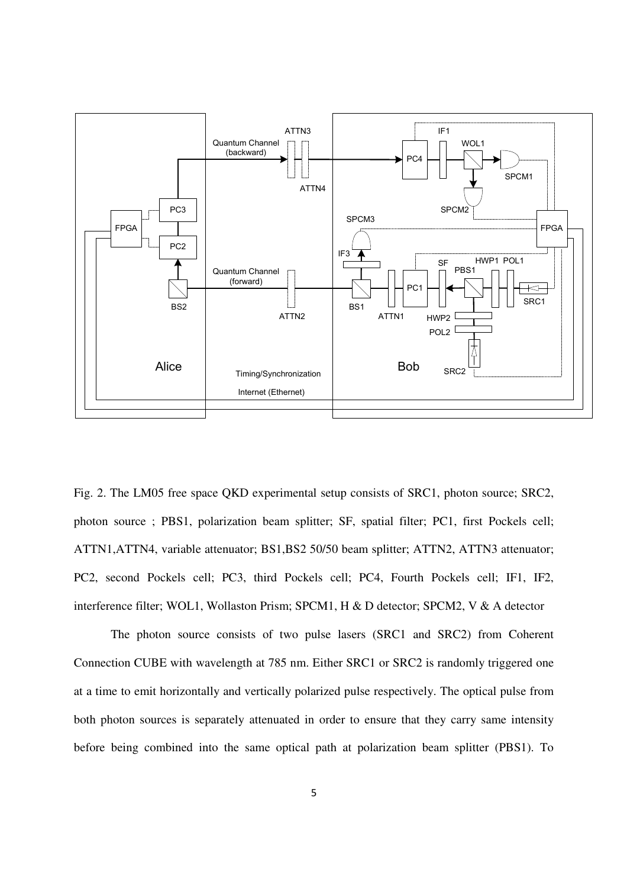Fig. 2. The LM05 free space QKD experimental setup consists of SRC1, photon source; SRC2, photon source ; PBS1, polarization beam splitter; SF, spatial filter; PC1, first Pockels cell; ATTN1,ATTN4, variable attenuator; BS1,BS2 50/50 beam splitter; ATTN2, ATTN3 attenuator; PC2, second Pockels cell; PC3, third Pockels cell; PC4, Fourth Pockels cell; IF1, IF2, interference filter; WOL1, Wollaston Prism; SPCM1, H & D detector; SPCM2, V & A detector

The photon source consists of two pulse lasers (SRC1 and SRC2) from Coherent Connection CUBE with wavelength at 785 nm. Either SRC1 or SRC2 is randomly triggered one at a time to emit horizontally and vertically polarized pulse respectively. The optical pulse from both photon sources is separately attenuated in order to ensure that they carry same intensity before being combined into the same optical path at polarization beam splitter (PBS1). To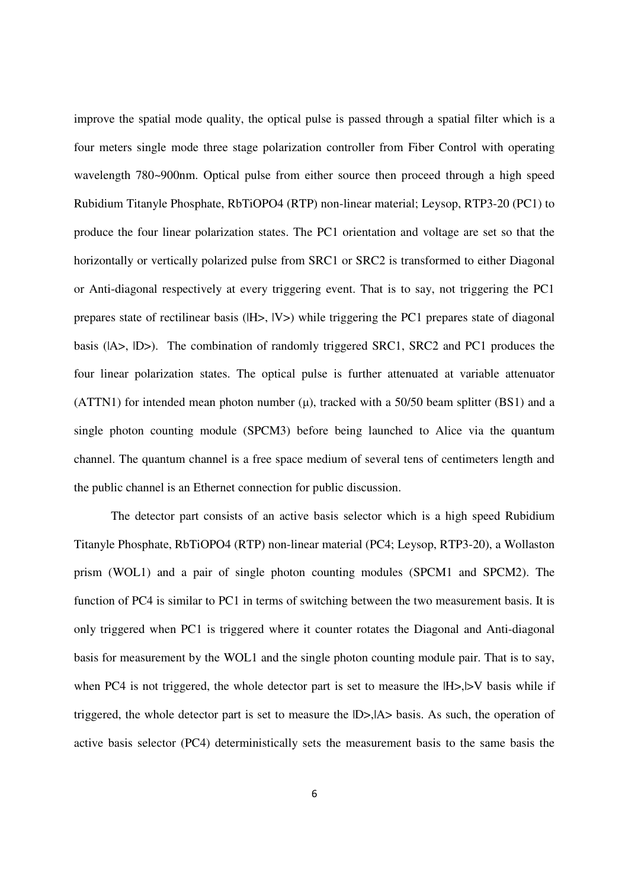improve the spatial mode quality, the optical pulse is passed through a spatial filter which is a four meters single mode three stage polarization controller from Fiber Control with operating wavelength 780~900nm. Optical pulse from either source then proceed through a high speed Rubidium Titanyle Phosphate, $RbTiOPO_4$ (RTP) non-linear material; Leysop, RTP3-20 (PC1) to produce the four linear polarization states. The PC1 orientation and voltage are set so that the horizontally or vertically polarized pulse from SRC1 or SRC2 is transformed to either Diagonal or Anti-diagonal respectively at every triggering event. That is to say, not triggering the PC1 prepares state of rectilinear basis (|H>, |V>) while triggering the PC1 prepares state of diagonal basis (|A>, |D>). The combination of randomly triggered SRC1, SRC2 and PC1 produces the four linear polarization states. The optical pulse is further attenuated at variable attenuator (ATTN1) for intended mean photon number ($\mu$), tracked with a 50/50 beam splitter (BS1) and a single photon counting module (SPCM3) before being launched to Alice via the quantum channel. The quantum channel is a free space medium of several tens of centimeters length and the public channel is an Ethernet connection for public discussion.

The detector part consists of an active basis selector which is a high speed Rubidium Titanyle Phosphate, $RbTiOPO_4$ (RTP) non-linear material (PC4; Leysop, RTP3-20), a Wollaston prism (WOL1) and a pair of single photon counting modules (SPCM1 and SPCM2). The function of PC4 is similar to PC1 in terms of switching between the two measurement basis. It is only triggered when PC1 is triggered where it counter rotates the Diagonal and Anti-diagonal basis for measurement by the WOL1 and the single photon counting module pair. That is to say, when PC4 is not triggered, the whole detector part is set to measure the |H>,|>V basis while if triggered, the whole detector part is set to measure the |D>,|A> basis. As such, the operation of active basis selector (PC4) deterministically sets the measurement basis to the same basis the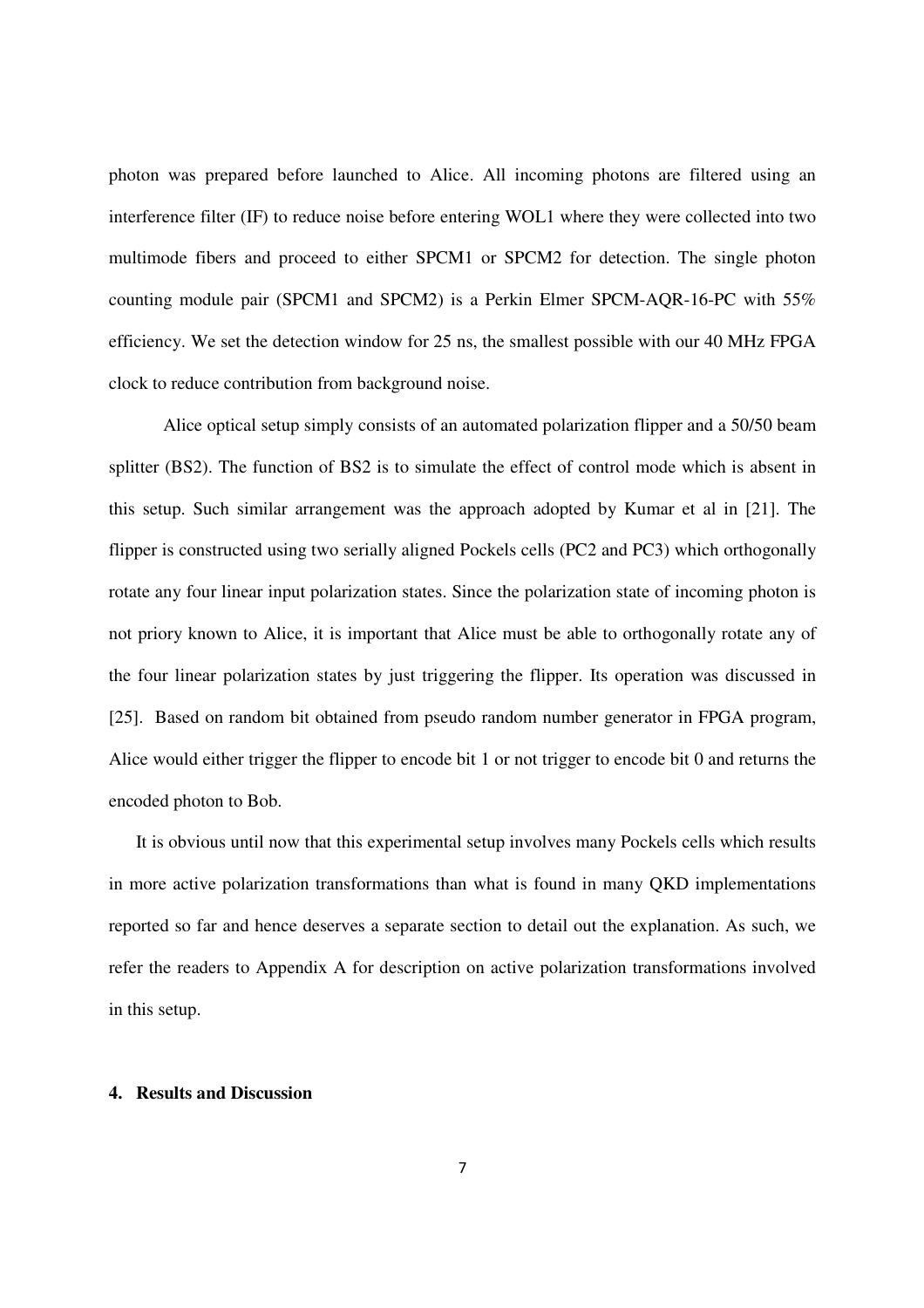photon was prepared before launched to Alice. All incoming photons are filtered using an interference filter (IF) to reduce noise before entering WOL1 where they were collected into two multimode fibers and proceed to either SPCM1 or SPCM2 for detection. The single photon counting module pair (SPCM1 and SPCM2) is a Perkin Elmer SPCM-AQR-16-PC with 55% efficiency. We set the detection window for 25 ns, the smallest possible with our 40 MHz FPGA clock to reduce contribution from background noise.

Alice optical setup simply consists of an automated polarization flipper and a 50/50 beam splitter (BS2). The function of BS2 is to simulate the effect of control mode which is absent in this setup. Such similar arrangement was the approach adopted by Kumar et al in [21]. The flipper is constructed using two serially aligned Pockels cells (PC2 and PC3) which orthogonally rotate any four linear input polarization states. Since the polarization state of incoming photon is not priory known to Alice, it is important that Alice must be able to orthogonally rotate any of the four linear polarization states by just triggering the flipper. Its operation was discussed in [25]. Based on random bit obtained from pseudo random number generator in FPGA program, Alice would either trigger the flipper to encode bit 1 or not trigger to encode bit 0 and returns the encoded photon to Bob.

It is obvious until now that this experimental setup involves many Pockels cells which results in more active polarization transformations than what is found in many QKD implementations reported so far and hence deserves a separate section to detail out the explanation. As such, we refer the readers to Appendix A for description on active polarization transformations involved in this setup.

## 4. Results and Discussion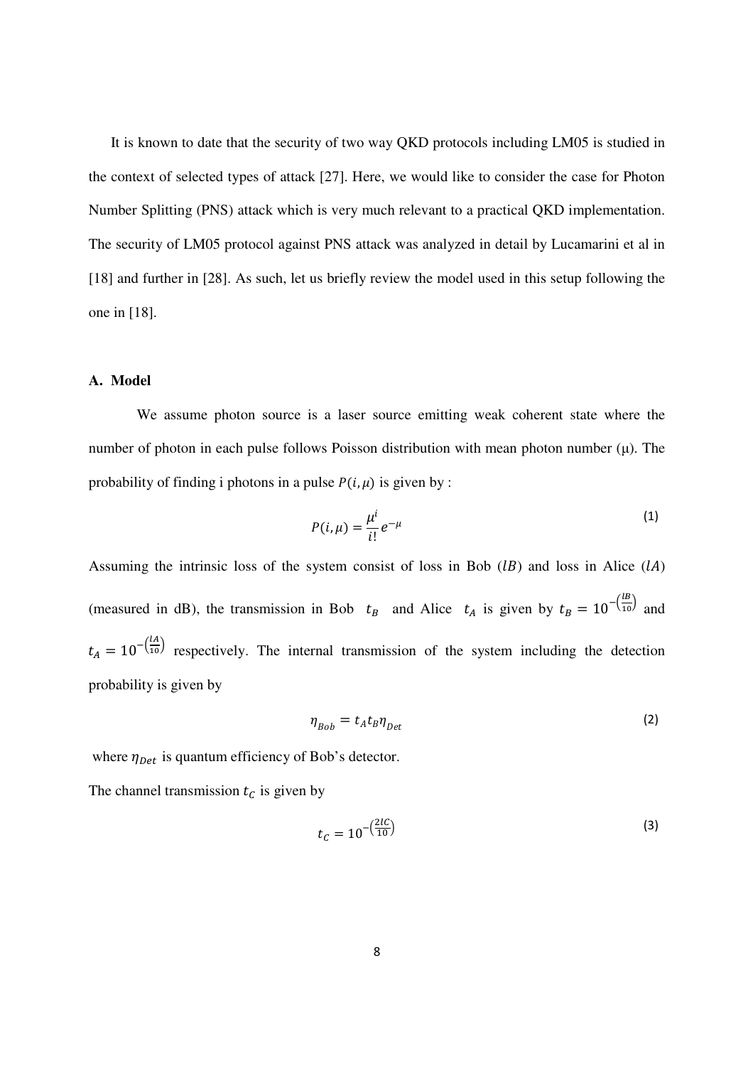It is known to date that the security of two way QKD protocols including LM05 is studied in the context of selected types of attack [27]. Here, we would like to consider the case for Photon Number Splitting (PNS) attack which is very much relevant to a practical QKD implementation. The security of LM05 protocol against PNS attack was analyzed in detail by Lucamarini et al in [18] and further in [28]. As such, let us briefly review the model used in this setup following the one in [18].

## A. Model

We assume photon source is a laser source emitting weak coherent state where the number of photon in each pulse follows Poisson distribution with mean photon number (μ). The probability of finding i photons in a pulse $P(i,\mu)$ is given by :

$$P(i,\mu) = \frac{\mu^i}{i!}e^{-\mu} \tag{1}$$

Assuming the intrinsic loss of the system consist of loss in Bob ($lB$) and loss in Alice ($lA$) (measured in dB), the transmission in Bob $t_B$ and Alice $t_A$ is given by $t_B = 10^{-\left(\frac{lB}{10}\right)}$ and $t_A = 10^{-\left(\frac{lA}{10}\right)}$ respectively. The internal transmission of the system including the detection probability is given by

$$\eta_{Bob} = t_A t_B \eta_{Det} \tag{2}$$

where $\eta_{Det}$ is quantum efficiency of Bob's detector.

The channel transmission $t_C$ is given by

$$t_C = 10^{-\left(\frac{2lC}{10}\right)} \tag{3}$$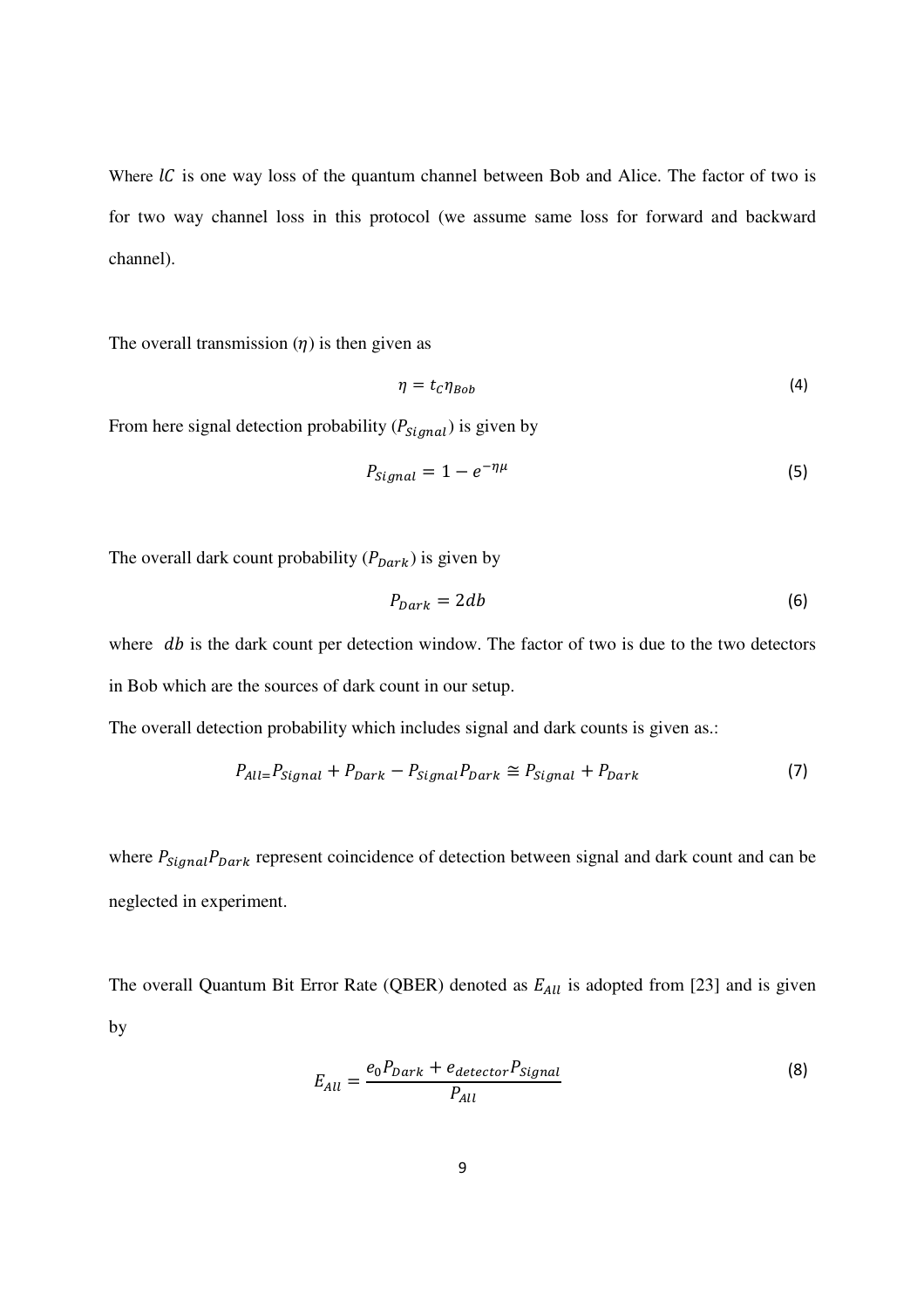Where $lC$ is one way loss of the quantum channel between Bob and Alice. The factor of two is for two way channel loss in this protocol (we assume same loss for forward and backward channel).

The overall transmission ($\eta$) is then given as

$$\eta = t_C \eta_{Bob} \tag{4}$$

From here signal detection probability ($P_{Signal}$) is given by

$$P_{Signal} = 1 - e^{-\eta\mu} \tag{5}$$

The overall dark count probability ($P_{Dark}$) is given by

$$P_{Dark} = 2db \tag{6}$$

where $db$ is the dark count per detection window. The factor of two is due to the two detectors in Bob which are the sources of dark count in our setup.

The overall detection probability which includes signal and dark counts is given as.:

$$P_{All} = P_{Signal} + P_{Dark} - P_{Signal}P_{Dark} \cong P_{Signal} + P_{Dark} \tag{7}$$

where $P_{Signal}P_{Dark}$ represent coincidence of detection between signal and dark count and can be neglected in experiment.

The overall Quantum Bit Error Rate (QBER) denoted as $E_{All}$ is adopted from [23] and is given by

$$E_{All} = \frac{e_0 P_{Dark} + e_{detector} P_{Signal}}{P_{All}} \tag{8}$$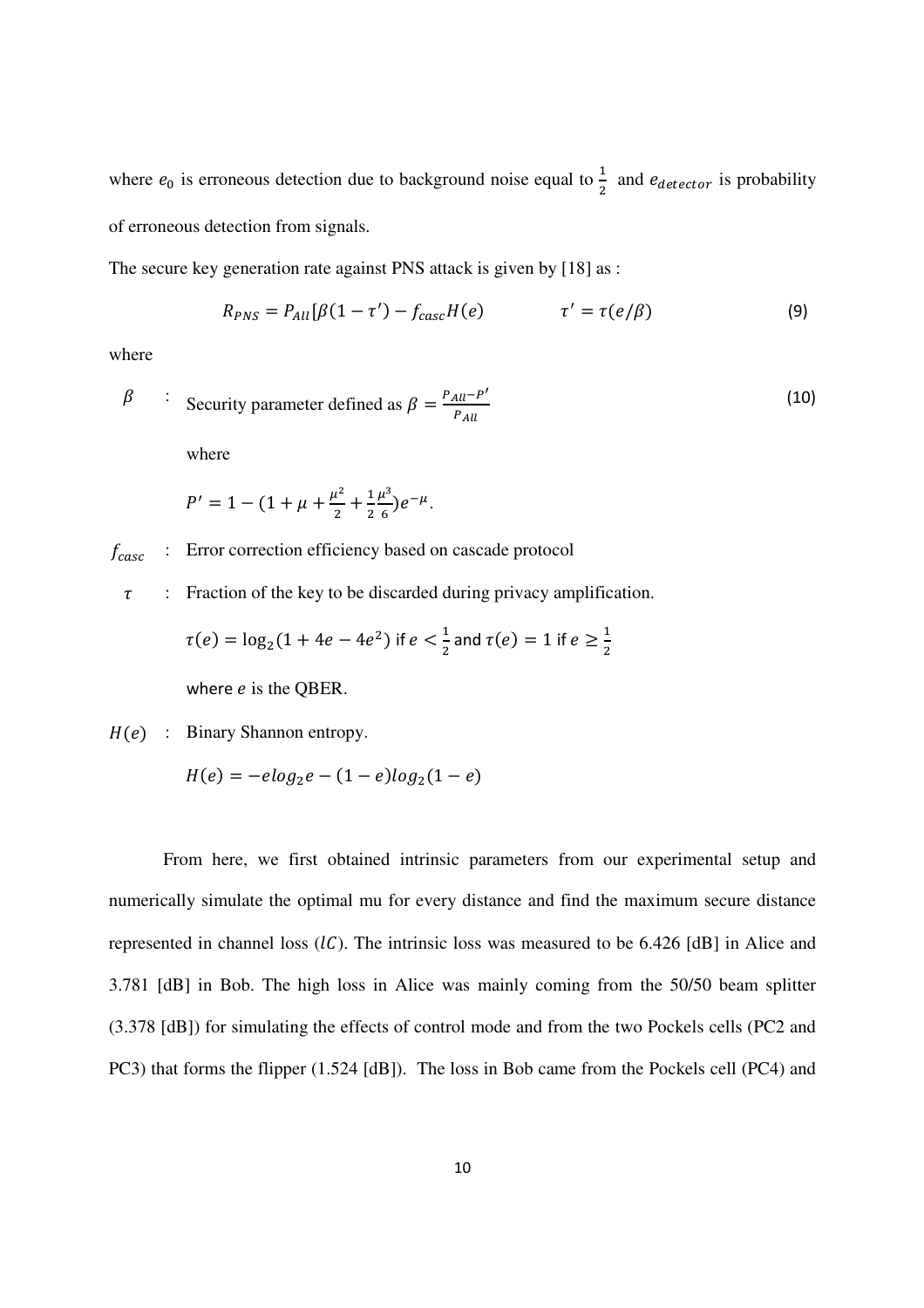where $e_0$ is erroneous detection due to background noise equal to $\frac{1}{2}$ and $e_{detector}$ is probability of erroneous detection from signals.

The secure key generation rate against PNS attack is given by [18] as :

$$R_{PNS} = P_{All}[\beta(1 - \tau') - f_{casc}H(e) \qquad\qquad \tau' = \tau(e/\beta) \tag{9}$$

where

$\beta$ : Security parameter defined as $\beta = \frac{P_{All} - P'}{P_{All}}$ (10)

where

$P' = 1 - (1 + \mu + \frac{\mu^2}{2} + \frac{1}{2}\frac{\mu^3}{6})e^{-\mu}$.

$f_{casc}$ : Error correction efficiency based on cascade protocol

$\tau$ : Fraction of the key to be discarded during privacy amplification.

$\tau(e) = \log_2(1 + 4e - 4e^2)$ if $e < \frac{1}{2}$ and $\tau(e) = 1$ if $e \geq \frac{1}{2}$

where $e$ is the QBER.

$H(e)$ : Binary Shannon entropy.

$H(e) = -e log_2 e - (1 - e) log_2(1 - e)$

From here, we first obtained intrinsic parameters from our experimental setup and numerically simulate the optimal mu for every distance and find the maximum secure distance represented in channel loss ($lC$). The intrinsic loss was measured to be 6.426 [dB] in Alice and 3.781 [dB] in Bob. The high loss in Alice was mainly coming from the 50/50 beam splitter (3.378 [dB]) for simulating the effects of control mode and from the two Pockels cells (PC2 and PC3) that forms the flipper (1.524 [dB]). The loss in Bob came from the Pockels cell (PC4) and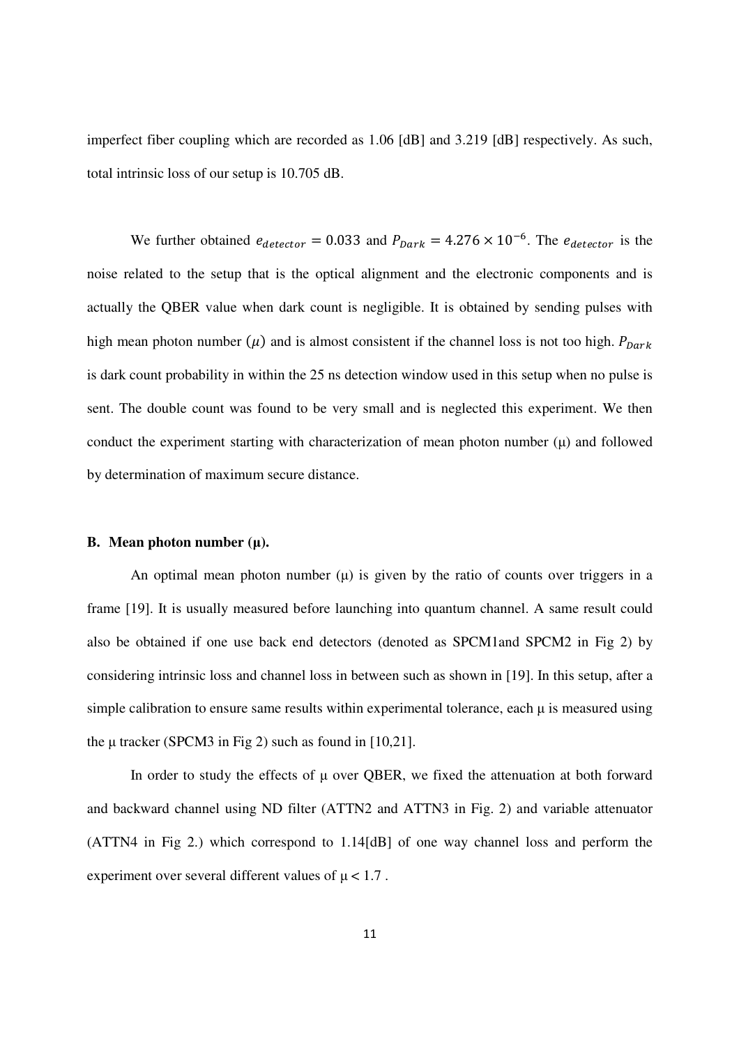imperfect fiber coupling which are recorded as 1.06 [dB] and 3.219 [dB] respectively. As such, total intrinsic loss of our setup is 10.705 dB.

We further obtained $e_{detector} = 0.033$ and $P_{Dark} = 4.276 \times 10^{-6}$. The $e_{detector}$ is the noise related to the setup that is the optical alignment and the electronic components and is actually the QBER value when dark count is negligible. It is obtained by sending pulses with high mean photon number $(\mu)$ and is almost consistent if the channel loss is not too high. $P_{Dark}$ is dark count probability in within the 25 ns detection window used in this setup when no pulse is sent. The double count was found to be very small and is neglected this experiment. We then conduct the experiment starting with characterization of mean photon number (μ) and followed by determination of maximum secure distance.

### B. Mean photon number (μ).

An optimal mean photon number (μ) is given by the ratio of counts over triggers in a frame [19]. It is usually measured before launching into quantum channel. A same result could also be obtained if one use back end detectors (denoted as SPCM1and SPCM2 in Fig 2) by considering intrinsic loss and channel loss in between such as shown in [19]. In this setup, after a simple calibration to ensure same results within experimental tolerance, each μ is measured using the μ tracker (SPCM3 in Fig 2) such as found in [10,21].

In order to study the effects of μ over QBER, we fixed the attenuation at both forward and backward channel using ND filter (ATTN2 and ATTN3 in Fig. 2) and variable attenuator (ATTN4 in Fig 2.) which correspond to 1.14[dB] of one way channel loss and perform the experiment over several different values of $\mu < 1.7$ .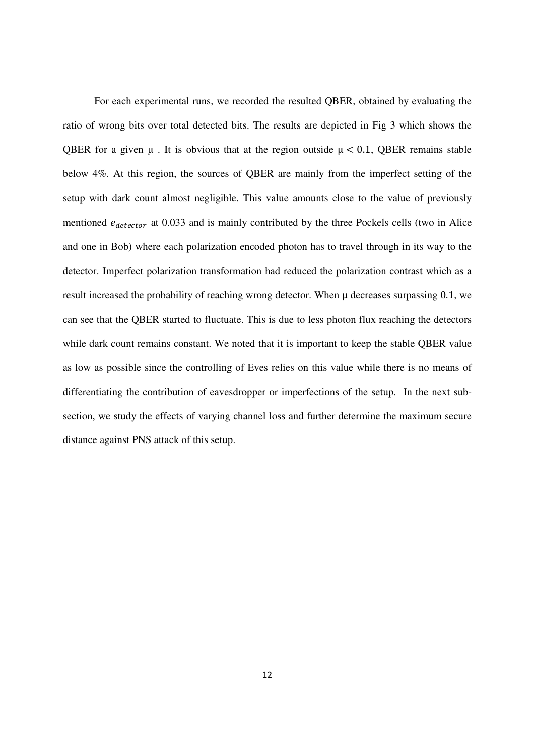For each experimental runs, we recorded the resulted QBER, obtained by evaluating the ratio of wrong bits over total detected bits. The results are depicted in Fig 3 which shows the QBER for a given μ . It is obvious that at the region outside $\mu < 0.1$, QBER remains stable below 4%. At this region, the sources of QBER are mainly from the imperfect setting of the setup with dark count almost negligible. This value amounts close to the value of previously mentioned $e_{detector}$ at 0.033 and is mainly contributed by the three Pockels cells (two in Alice and one in Bob) where each polarization encoded photon has to travel through in its way to the detector. Imperfect polarization transformation had reduced the polarization contrast which as a result increased the probability of reaching wrong detector. When μ decreases surpassing 0.1, we can see that the QBER started to fluctuate. This is due to less photon flux reaching the detectors while dark count remains constant. We noted that it is important to keep the stable QBER value as low as possible since the controlling of Eves relies on this value while there is no means of differentiating the contribution of eavesdropper or imperfections of the setup. In the next sub-section, we study the effects of varying channel loss and further determine the maximum secure distance against PNS attack of this setup.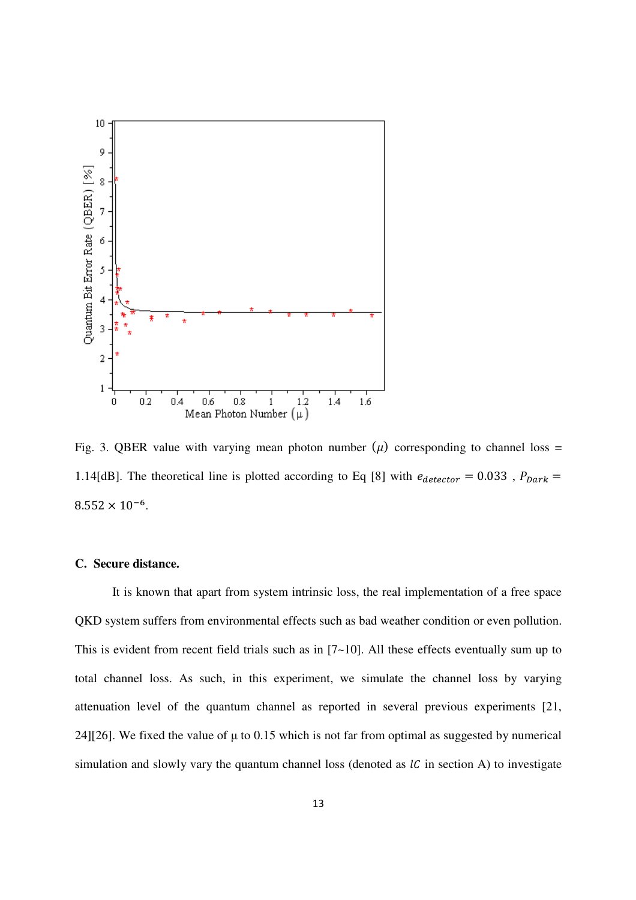Fig. 3. QBER value with varying mean photon number $(\mu)$ corresponding to channel loss = 1.14[dB]. The theoretical line is plotted according to Eq [8] with $e_{detector} = 0.033$ , $P_{Dark} = 8.552 \times 10^{-6}$.

### C. Secure distance.

It is known that apart from system intrinsic loss, the real implementation of a free space QKD system suffers from environmental effects such as bad weather condition or even pollution. This is evident from recent field trials such as in [7~10]. All these effects eventually sum up to total channel loss. As such, in this experiment, we simulate the channel loss by varying attenuation level of the quantum channel as reported in several previous experiments [21, 24][26]. We fixed the value of μ to 0.15 which is not far from optimal as suggested by numerical simulation and slowly vary the quantum channel loss (denoted as $lC$ in section A) to investigate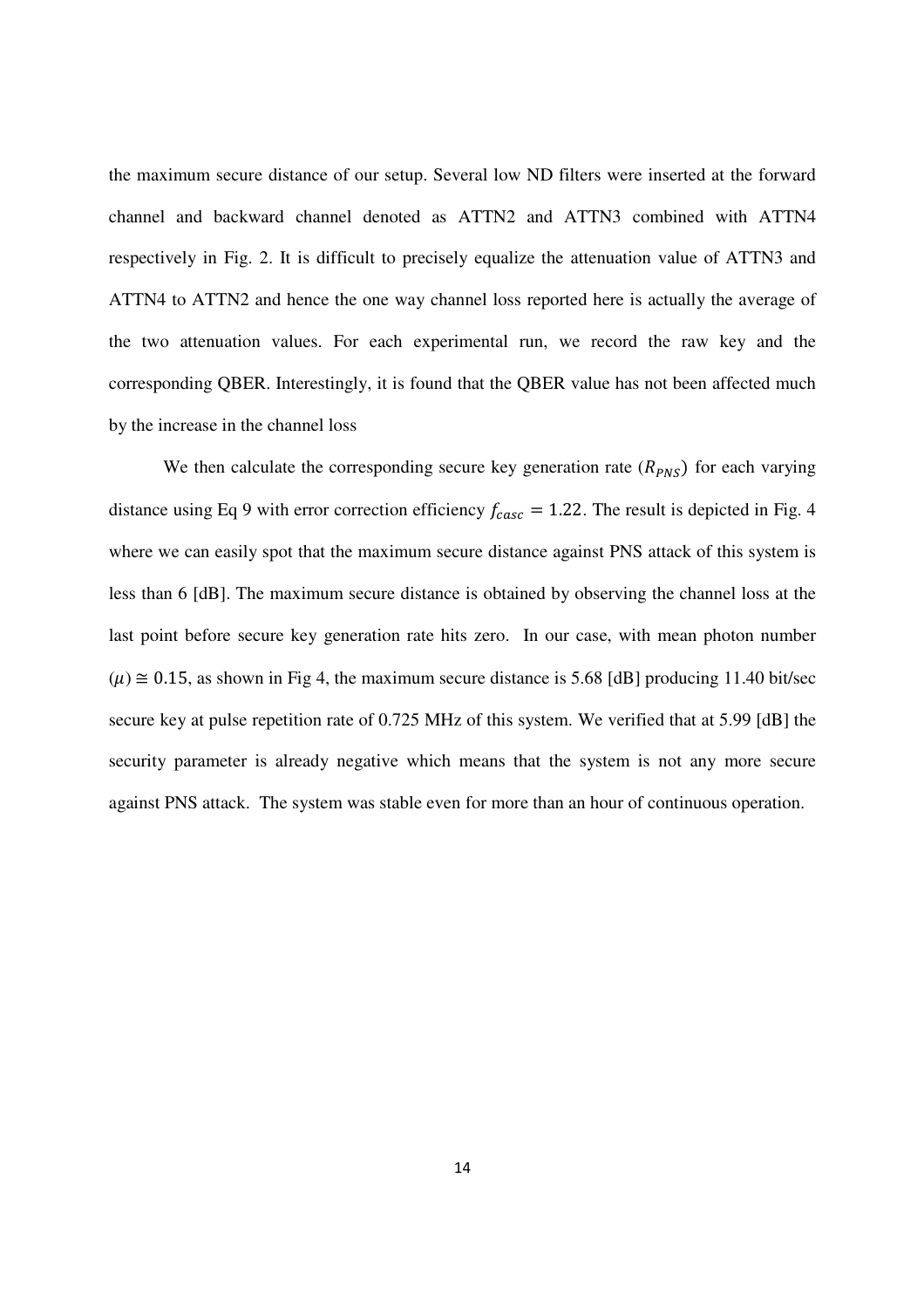the maximum secure distance of our setup. Several low ND filters were inserted at the forward channel and backward channel denoted as ATTN2 and ATTN3 combined with ATTN4 respectively in Fig. 2. It is difficult to precisely equalize the attenuation value of ATTN3 and ATTN4 to ATTN2 and hence the one way channel loss reported here is actually the average of the two attenuation values. For each experimental run, we record the raw key and the corresponding QBER. Interestingly, it is found that the QBER value has not been affected much by the increase in the channel loss

We then calculate the corresponding secure key generation rate ($R_{PNS}$) for each varying distance using Eq 9 with error correction efficiency $f_{casc} = 1.22$. The result is depicted in Fig. 4 where we can easily spot that the maximum secure distance against PNS attack of this system is less than 6 [dB]. The maximum secure distance is obtained by observing the channel loss at the last point before secure key generation rate hits zero. In our case, with mean photon number $(\mu) \cong 0.15$, as shown in Fig 4, the maximum secure distance is 5.68 [dB] producing 11.40 bit/sec secure key at pulse repetition rate of 0.725 MHz of this system. We verified that at 5.99 [dB] the security parameter is already negative which means that the system is not any more secure against PNS attack. The system was stable even for more than an hour of continuous operation.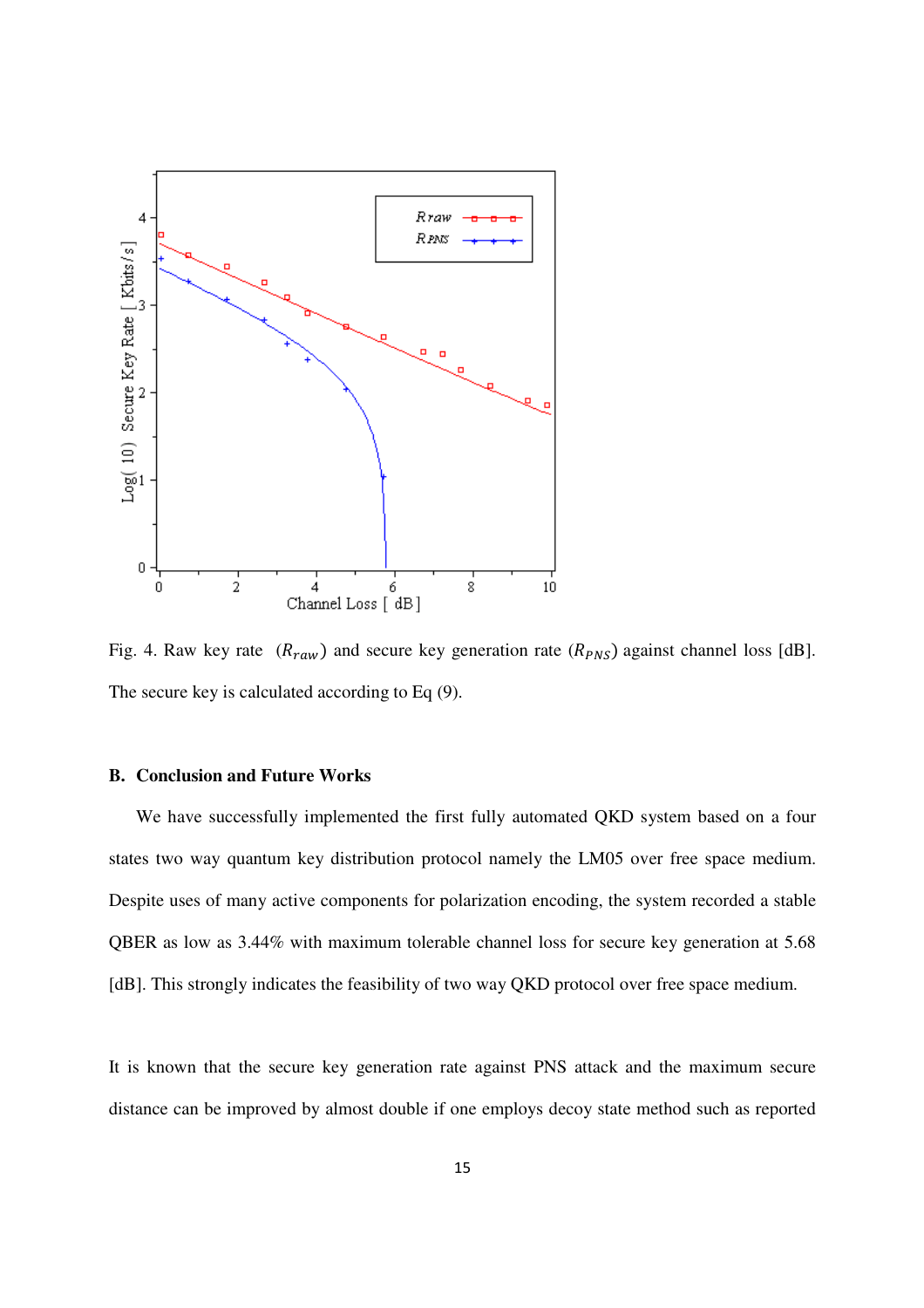Fig. 4. Raw key rate ($R_{raw}$) and secure key generation rate ($R_{PNS}$) against channel loss [dB]. The secure key is calculated according to Eq (9).

### B. Conclusion and Future Works

We have successfully implemented the first fully automated QKD system based on a four states two way quantum key distribution protocol namely the LM05 over free space medium. Despite uses of many active components for polarization encoding, the system recorded a stable QBER as low as 3.44% with maximum tolerable channel loss for secure key generation at 5.68 [dB]. This strongly indicates the feasibility of two way QKD protocol over free space medium.

It is known that the secure key generation rate against PNS attack and the maximum secure distance can be improved by almost double if one employs decoy state method such as reported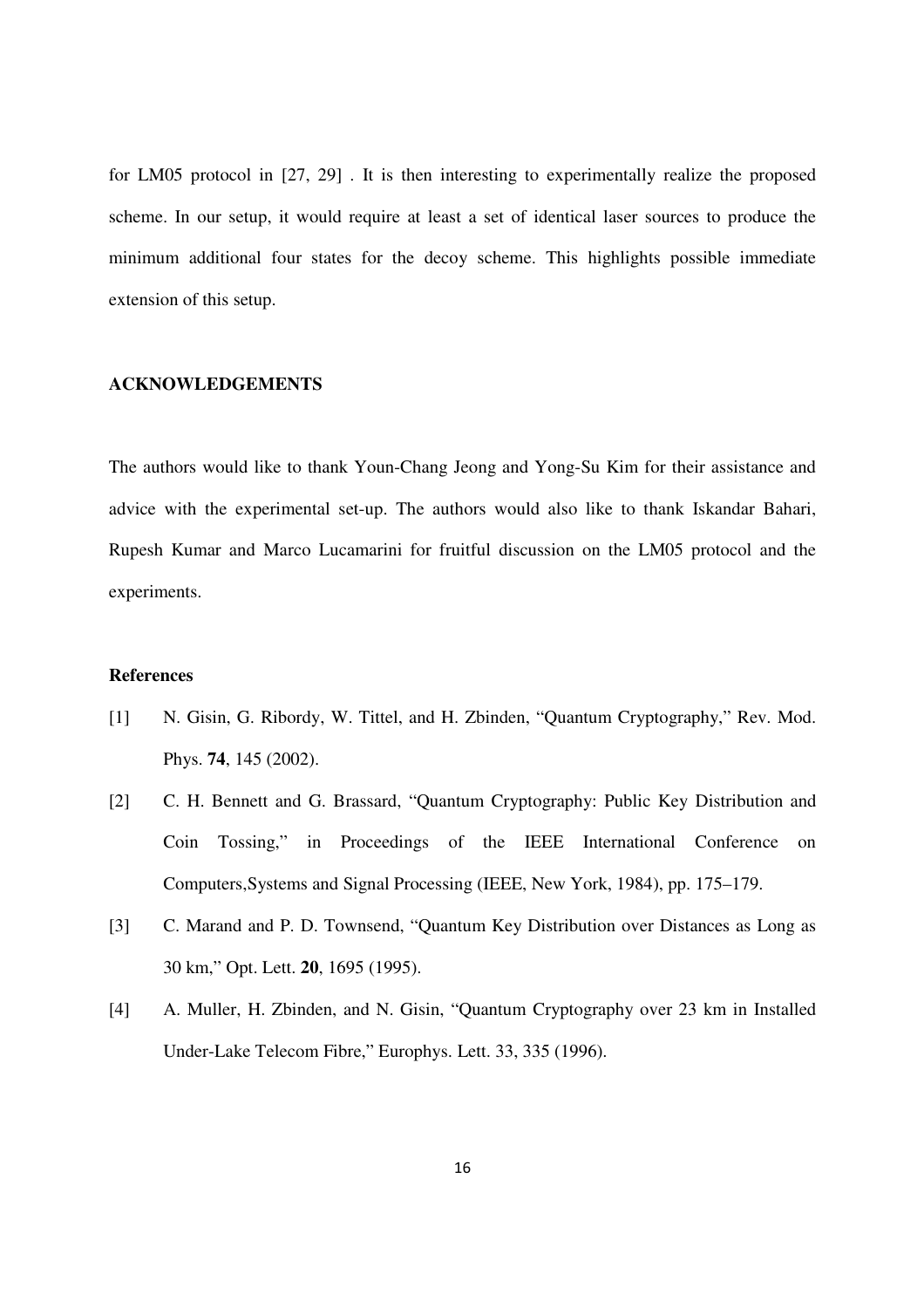for LM05 protocol in [27, 29] . It is then interesting to experimentally realize the proposed scheme. In our setup, it would require at least a set of identical laser sources to produce the minimum additional four states for the decoy scheme. This highlights possible immediate extension of this setup.

## ACKNOWLEDGEMENTS

The authors would like to thank Youn-Chang Jeong and Yong-Su Kim for their assistance and advice with the experimental set-up. The authors would also like to thank Iskandar Bahari, Rupesh Kumar and Marco Lucamarini for fruitful discussion on the LM05 protocol and the experiments.

## References

[1] N. Gisin, G. Ribordy, W. Tittel, and H. Zbinden, "Quantum Cryptography," Rev. Mod. Phys. **74**, 145 (2002).

[2] C. H. Bennett and G. Brassard, "Quantum Cryptography: Public Key Distribution and Coin Tossing," in Proceedings of the IEEE International Conference on Computers,Systems and Signal Processing (IEEE, New York, 1984), pp. 175–179.

[3] C. Marand and P. D. Townsend, "Quantum Key Distribution over Distances as Long as 30 km," Opt. Lett. **20**, 1695 (1995).

[4] A. Muller, H. Zbinden, and N. Gisin, "Quantum Cryptography over 23 km in Installed Under-Lake Telecom Fibre," Europhys. Lett. 33, 335 (1996).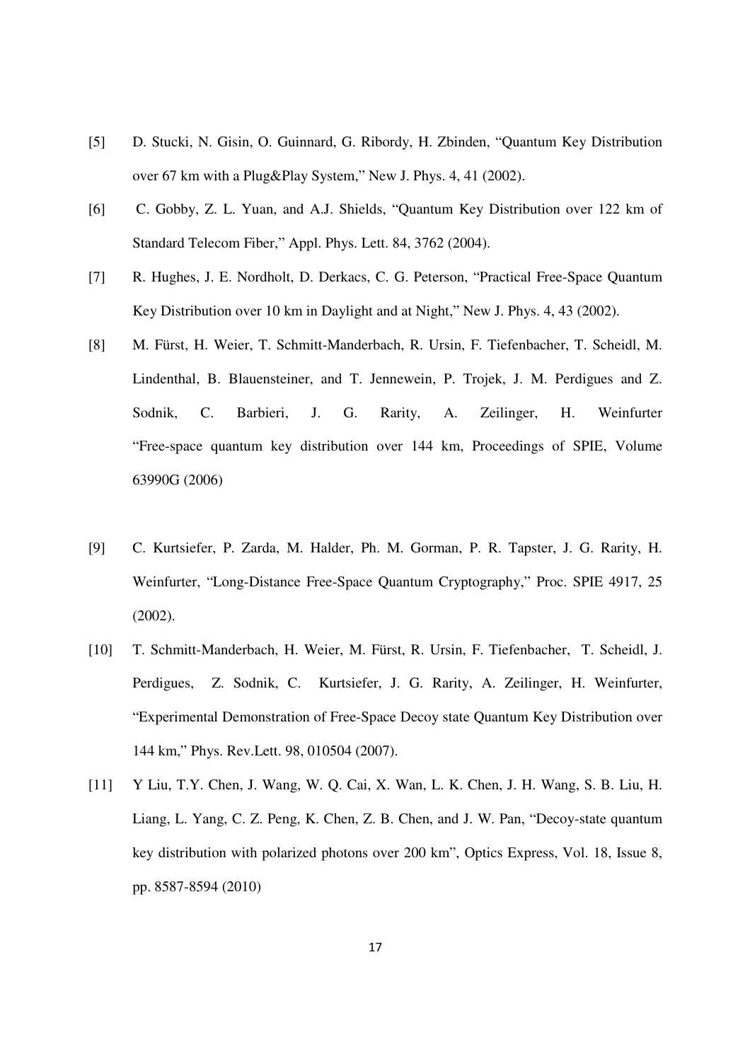[5] D. Stucki, N. Gisin, O. Guinnard, G. Ribordy, H. Zbinden, "Quantum Key Distribution over 67 km with a Plug&Play System," New J. Phys. 4, 41 (2002).

[6] C. Gobby, Z. L. Yuan, and A.J. Shields, "Quantum Key Distribution over 122 km of Standard Telecom Fiber," Appl. Phys. Lett. 84, 3762 (2004).

[7] R. Hughes, J. E. Nordholt, D. Derkacs, C. G. Peterson, "Practical Free-Space Quantum Key Distribution over 10 km in Daylight and at Night," New J. Phys. 4, 43 (2002).

[8] M. Fürst, H. Weier, T. Schmitt-Manderbach, R. Ursin, F. Tiefenbacher, T. Scheidl, M. Lindenthal, B. Blauensteiner, and T. Jennewein, P. Trojek, J. M. Perdigues and Z. Sodnik, C. Barbieri, J. G. Rarity, A. Zeilinger, H. Weinfurter "Free-space quantum key distribution over 144 km, Proceedings of SPIE, Volume 63990G (2006)

[9] C. Kurtsiefer, P. Zarda, M. Halder, Ph. M. Gorman, P. R. Tapster, J. G. Rarity, H. Weinfurter, "Long-Distance Free-Space Quantum Cryptography," Proc. SPIE 4917, 25 (2002).

[10] T. Schmitt-Manderbach, H. Weier, M. Fürst, R. Ursin, F. Tiefenbacher, T. Scheidl, J. Perdigues, Z. Sodnik, C. Kurtsiefer, J. G. Rarity, A. Zeilinger, H. Weinfurter, "Experimental Demonstration of Free-Space Decoy state Quantum Key Distribution over 144 km," Phys. Rev.Lett. 98, 010504 (2007).

[11] Y Liu, T.Y. Chen, J. Wang, W. Q. Cai, X. Wan, L. K. Chen, J. H. Wang, S. B. Liu, H. Liang, L. Yang, C. Z. Peng, K. Chen, Z. B. Chen, and J. W. Pan, "Decoy-state quantum key distribution with polarized photons over 200 km", Optics Express, Vol. 18, Issue 8, pp. 8587-8594 (2010)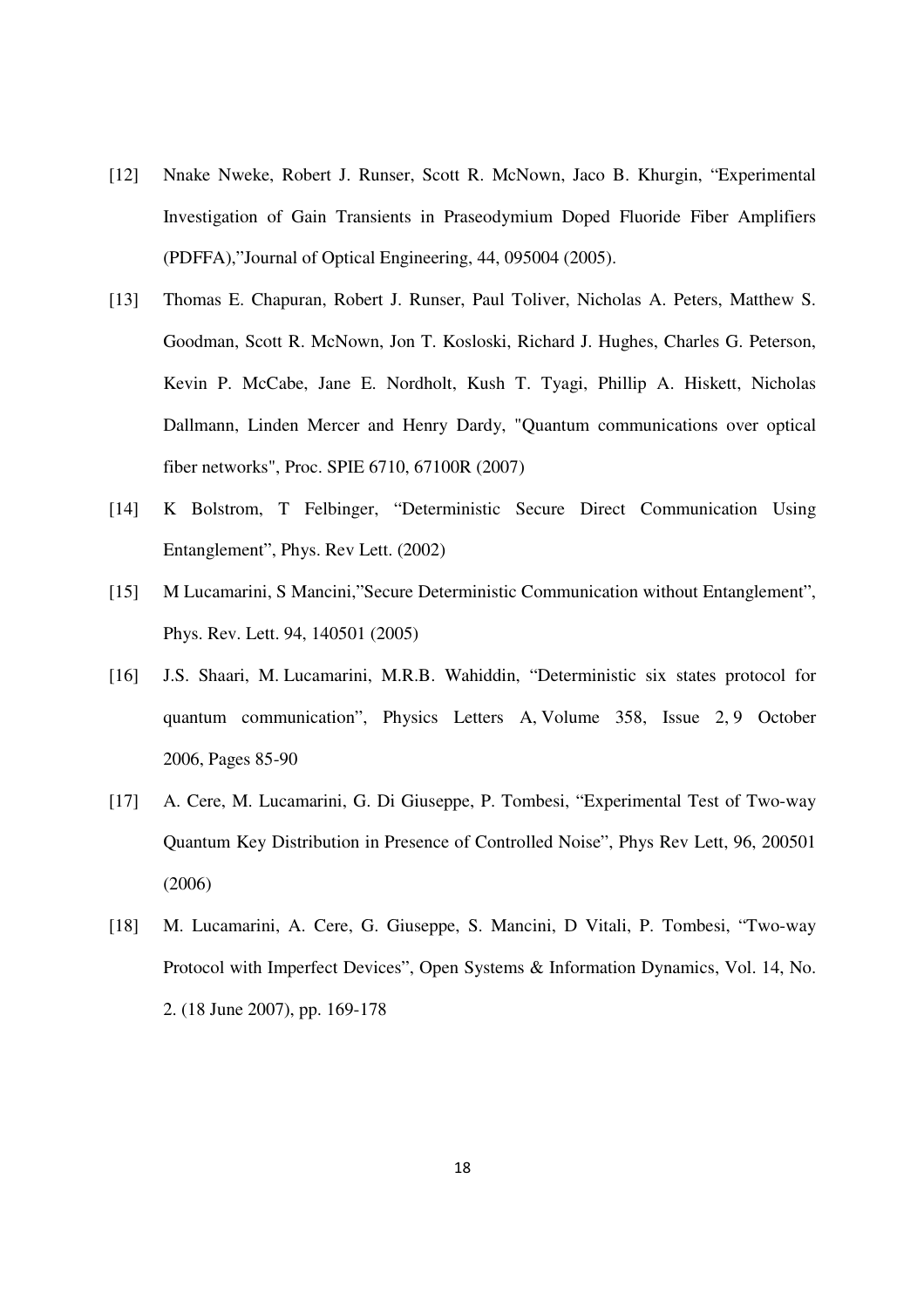[12] Nnake Nweke, Robert J. Runser, Scott R. McNown, Jaco B. Khurgin, “Experimental Investigation of Gain Transients in Praseodymium Doped Fluoride Fiber Amplifiers (PDFFA),”Journal of Optical Engineering, 44, 095004 (2005).

[13] Thomas E. Chapuran, Robert J. Runser, Paul Toliver, Nicholas A. Peters, Matthew S. Goodman, Scott R. McNown, Jon T. Kosloski, Richard J. Hughes, Charles G. Peterson, Kevin P. McCabe, Jane E. Nordholt, Kush T. Tyagi, Phillip A. Hiskett, Nicholas Dallmann, Linden Mercer and Henry Dardy, "Quantum communications over optical fiber networks", Proc. SPIE 6710, 67100R (2007)

[14] K Bolstrom, T Felbinger, “Deterministic Secure Direct Communication Using Entanglement”, Phys. Rev Lett. (2002)

[15] M Lucamarini, S Mancini,”Secure Deterministic Communication without Entanglement”, Phys. Rev. Lett. 94, 140501 (2005)

[16] J.S. Shaari, M. Lucamarini, M.R.B. Wahiddin, “Deterministic six states protocol for quantum communication”, Physics Letters A, Volume 358, Issue 2, 9 October 2006, Pages 85-90

[17] A. Cere, M. Lucamarini, G. Di Giuseppe, P. Tombesi, “Experimental Test of Two-way Quantum Key Distribution in Presence of Controlled Noise”, Phys Rev Lett, 96, 200501 (2006)

[18] M. Lucamarini, A. Cere, G. Giuseppe, S. Mancini, D Vitali, P. Tombesi, “Two-way Protocol with Imperfect Devices”, Open Systems & Information Dynamics, Vol. 14, No. 2. (18 June 2007), pp. 169-178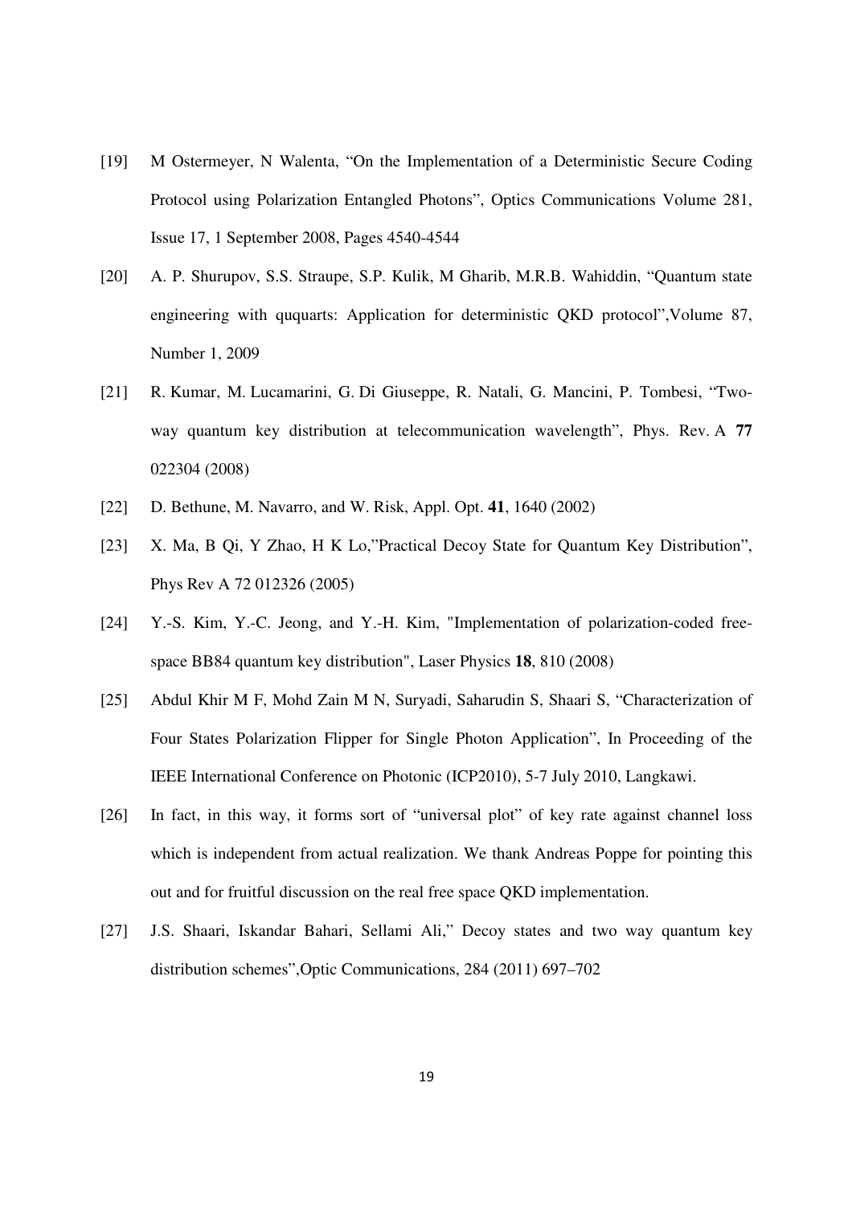[19] M Ostermeyer, N Walenta, "On the Implementation of a Deterministic Secure Coding Protocol using Polarization Entangled Photons", Optics Communications Volume 281, Issue 17, 1 September 2008, Pages 4540-4544

[20] A. P. Shurupov, S.S. Straupe, S.P. Kulik, M Gharib, M.R.B. Wahiddin, "Quantum state engineering with ququarts: Application for deterministic QKD protocol",Volume 87, Number 1, 2009

[21] R. Kumar, M. Lucamarini, G. Di Giuseppe, R. Natali, G. Mancini, P. Tombesi, "Two-way quantum key distribution at telecommunication wavelength", Phys. Rev. A **77** 022304 (2008)

[22] D. Bethune, M. Navarro, and W. Risk, Appl. Opt. **41**, 1640 (2002)

[23] X. Ma, B Qi, Y Zhao, H K Lo,"Practical Decoy State for Quantum Key Distribution", Phys Rev A 72 012326 (2005)

[24] Y.-S. Kim, Y.-C. Jeong, and Y.-H. Kim, "Implementation of polarization-coded free-space BB84 quantum key distribution", Laser Physics **18**, 810 (2008)

[25] Abdul Khir M F, Mohd Zain M N, Suryadi, Saharudin S, Shaari S, "Characterization of Four States Polarization Flipper for Single Photon Application", In Proceeding of the IEEE International Conference on Photonic (ICP2010), 5-7 July 2010, Langkawi.

[26] In fact, in this way, it forms sort of "universal plot" of key rate against channel loss which is independent from actual realization. We thank Andreas Poppe for pointing this out and for fruitful discussion on the real free space QKD implementation.

[27] J.S. Shaari, Iskandar Bahari, Sellami Ali," Decoy states and two way quantum key distribution schemes",Optic Communications, 284 (2011) 697–702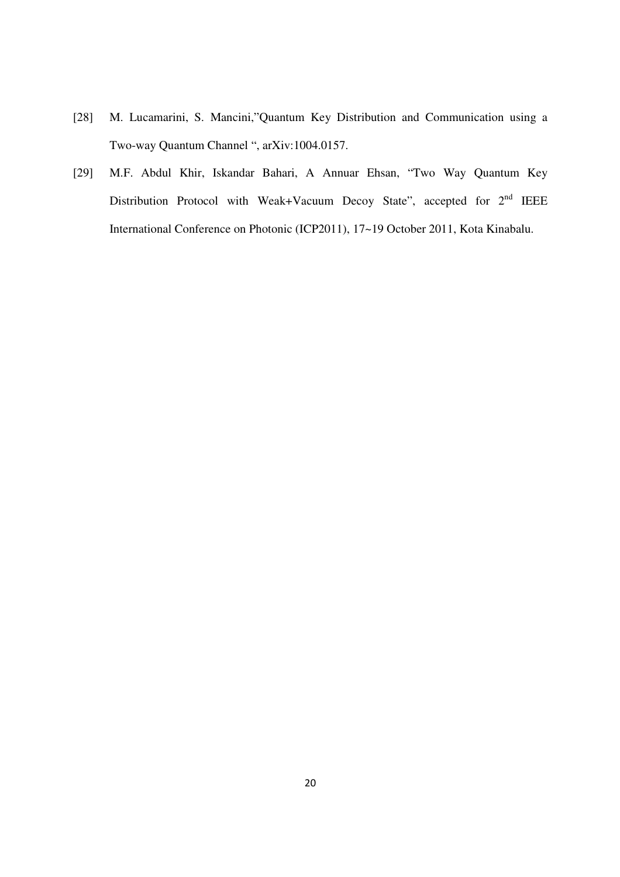[28] M. Lucamarini, S. Mancini,"Quantum Key Distribution and Communication using a Two-way Quantum Channel ", arXiv:1004.0157.

[29] M.F. Abdul Khir, Iskandar Bahari, A Annuar Ehsan, "Two Way Quantum Key Distribution Protocol with Weak+Vacuum Decoy State", accepted for 2nd IEEE International Conference on Photonic (ICP2011), 17~19 October 2011, Kota Kinabalu.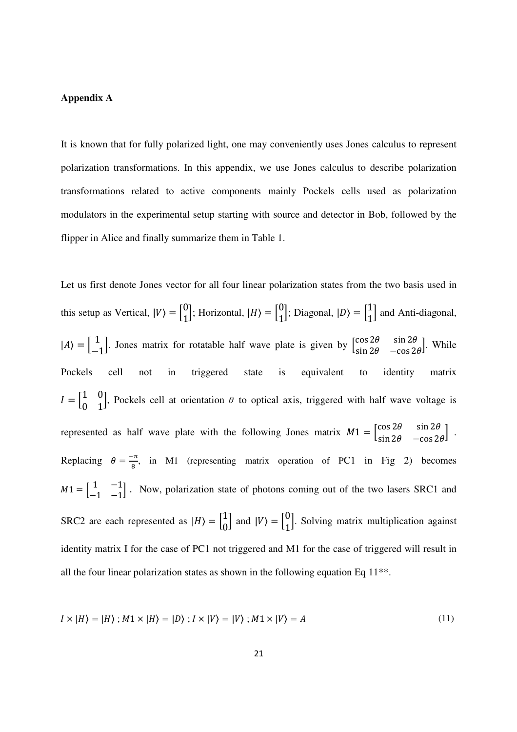**Appendix A**

It is known that for fully polarized light, one may conveniently uses Jones calculus to represent polarization transformations. In this appendix, we use Jones calculus to describe polarization transformations related to active components mainly Pockels cells used as polarization modulators in the experimental setup starting with source and detector in Bob, followed by the flipper in Alice and finally summarize them in Table 1.

Let us first denote Jones vector for all four linear polarization states from the two basis used in this setup as Vertical, $|V\rangle = \begin{bmatrix} 0 \\ 1 \end{bmatrix}$; Horizontal, $|H\rangle = \begin{bmatrix} 0 \\ 1 \end{bmatrix}$; Diagonal, $|D\rangle = \begin{bmatrix} 1 \\ 1 \end{bmatrix}$ and Anti-diagonal, $|A\rangle = \begin{bmatrix} 1 \\ -1 \end{bmatrix}$. Jones matrix for rotatable half wave plate is given by $\begin{bmatrix} \cos 2\theta & \sin 2\theta \\ \sin 2\theta & -\cos 2\theta \end{bmatrix}$. While Pockels cell not in triggered state is equivalent to identity matrix $I = \begin{bmatrix} 1 & 0 \\ 0 & 1 \end{bmatrix}$, Pockels cell at orientation $\theta$ to optical axis, triggered with half wave voltage is represented as half wave plate with the following Jones matrix $M1 = \begin{bmatrix} \cos 2\theta & \sin 2\theta \\ \sin 2\theta & -\cos 2\theta \end{bmatrix}$. Replacing $\theta = \frac{-\pi}{8}$, in M1 (representing matrix operation of PC1 in Fig 2) becomes $M1 = \begin{bmatrix} 1 & -1 \\ -1 & -1 \end{bmatrix}$. Now, polarization state of photons coming out of the two lasers SRC1 and SRC2 are each represented as $|H\rangle = \begin{bmatrix} 1 \\ 0 \end{bmatrix}$ and $|V\rangle = \begin{bmatrix} 0 \\ 1 \end{bmatrix}$. Solving matrix multiplication against identity matrix I for the case of PC1 not triggered and M1 for the case of triggered will result in all the four linear polarization states as shown in the following equation Eq 11**.

$$I \times |H\rangle = |H\rangle \; ; M1 \times |H\rangle = |D\rangle \; ; I \times |V\rangle = |V\rangle \; ; M1 \times |V\rangle = A \tag{11}$$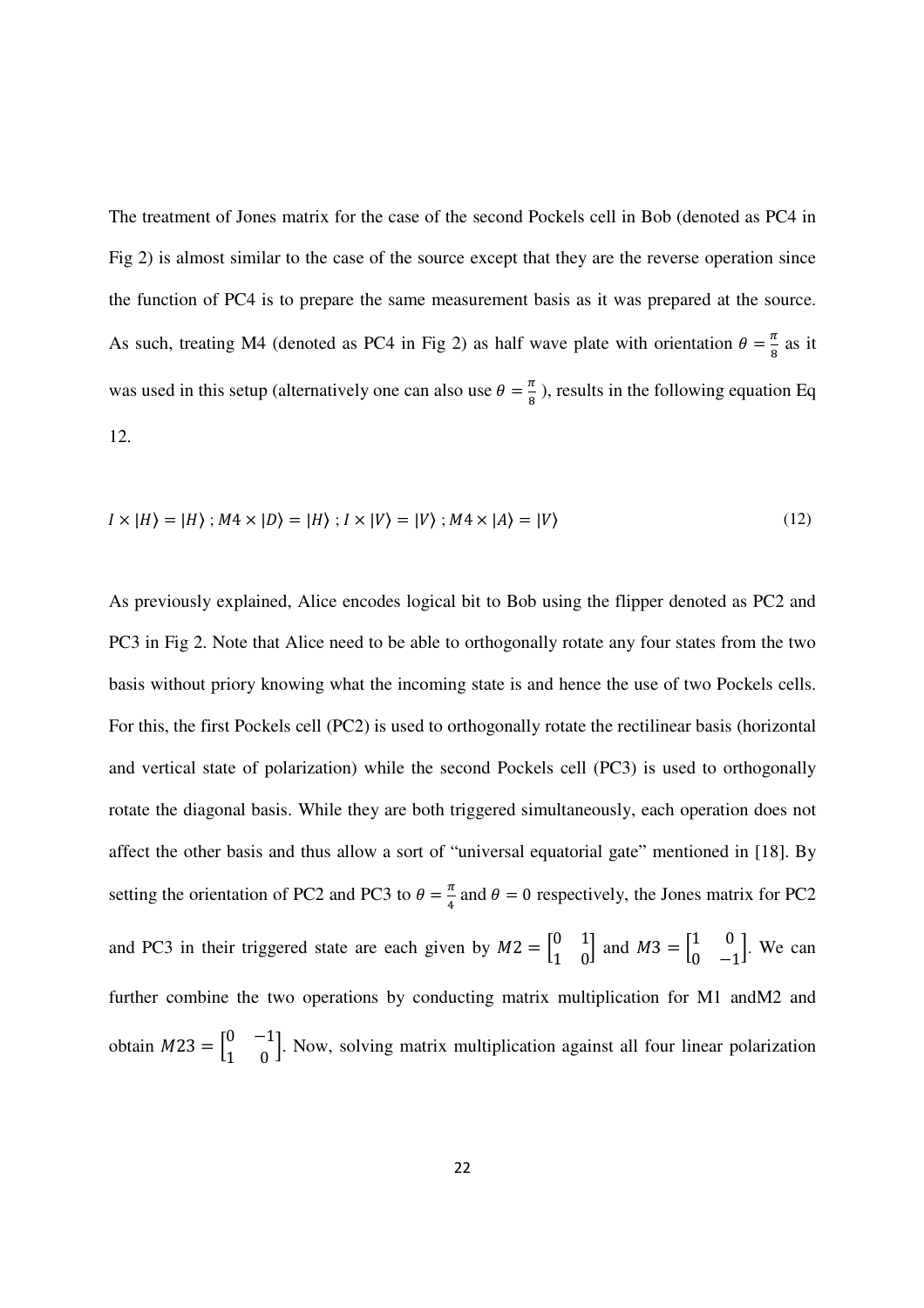The treatment of Jones matrix for the case of the second Pockels cell in Bob (denoted as PC4 in Fig 2) is almost similar to the case of the source except that they are the reverse operation since the function of PC4 is to prepare the same measurement basis as it was prepared at the source. As such, treating M4 (denoted as PC4 in Fig 2) as half wave plate with orientation $\theta = \frac{\pi}{8}$ as it was used in this setup (alternatively one can also use $\theta = \frac{\pi}{8}$ ), results in the following equation Eq 12.

$$I \times |H\rangle = |H\rangle \; ; M4 \times |D\rangle = |H\rangle \; ; I \times |V\rangle = |V\rangle \; ; M4 \times |A\rangle = |V\rangle \tag{12}$$

As previously explained, Alice encodes logical bit to Bob using the flipper denoted as PC2 and PC3 in Fig 2. Note that Alice need to be able to orthogonally rotate any four states from the two basis without priory knowing what the incoming state is and hence the use of two Pockels cells. For this, the first Pockels cell (PC2) is used to orthogonally rotate the rectilinear basis (horizontal and vertical state of polarization) while the second Pockels cell (PC3) is used to orthogonally rotate the diagonal basis. While they are both triggered simultaneously, each operation does not affect the other basis and thus allow a sort of "universal equatorial gate" mentioned in [18]. By setting the orientation of PC2 and PC3 to $\theta = \frac{\pi}{4}$ and $\theta = 0$ respectively, the Jones matrix for PC2 and PC3 in their triggered state are each given by $M2 = \begin{bmatrix} 0 & 1 \\ 1 & 0 \end{bmatrix}$ and $M3 = \begin{bmatrix} 1 & 0 \\ 0 & -1 \end{bmatrix}$. We can further combine the two operations by conducting matrix multiplication for M1 andM2 and obtain $M23 = \begin{bmatrix} 0 & -1 \\ 1 & 0 \end{bmatrix}$. Now, solving matrix multiplication against all four linear polarization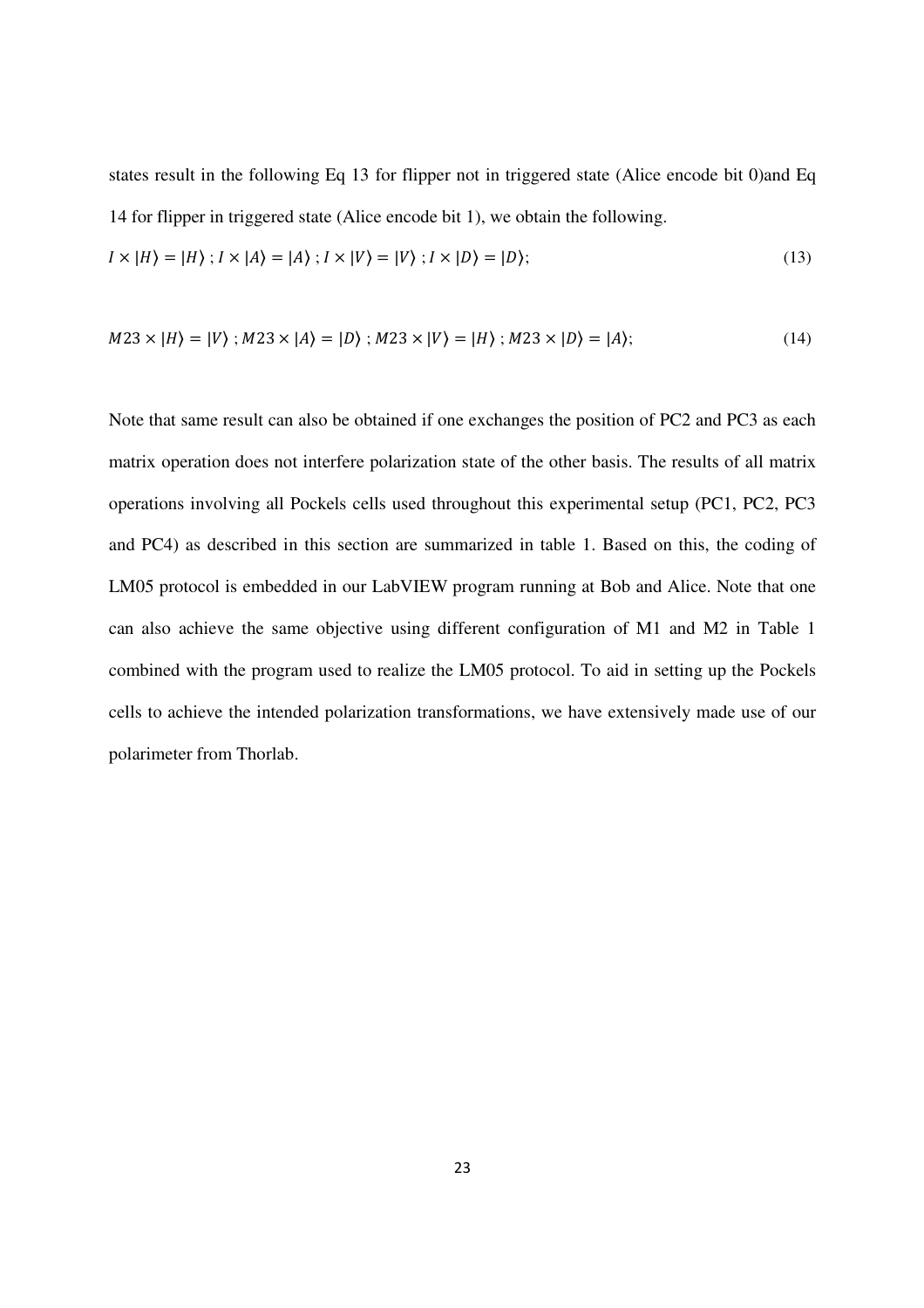states result in the following Eq 13 for flipper not in triggered state (Alice encode bit 0)and Eq 14 for flipper in triggered state (Alice encode bit 1), we obtain the following.

$$I \times |H\rangle = |H\rangle \; ; I \times |A\rangle = |A\rangle \; ; I \times |V\rangle = |V\rangle \; ; I \times |D\rangle = |D\rangle; \tag{13}$$

$$M23 \times |H\rangle = |V\rangle \; ; M23 \times |A\rangle = |D\rangle \; ; M23 \times |V\rangle = |H\rangle \; ; M23 \times |D\rangle = |A\rangle; \tag{14}$$

Note that same result can also be obtained if one exchanges the position of PC2 and PC3 as each matrix operation does not interfere polarization state of the other basis. The results of all matrix operations involving all Pockels cells used throughout this experimental setup (PC1, PC2, PC3 and PC4) as described in this section are summarized in table 1. Based on this, the coding of LM05 protocol is embedded in our LabVIEW program running at Bob and Alice. Note that one can also achieve the same objective using different configuration of M1 and M2 in Table 1 combined with the program used to realize the LM05 protocol. To aid in setting up the Pockels cells to achieve the intended polarization transformations, we have extensively made use of our polarimeter from Thorlab.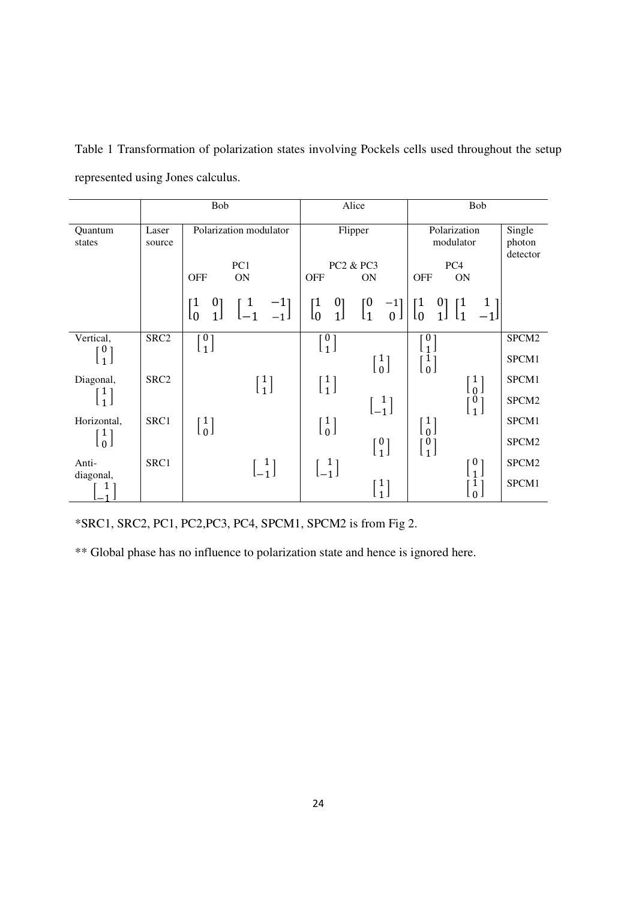Table 1 Transformation of polarization states involving Pockels cells used throughout the setup represented using Jones calculus.

| | Bob | | | Alice | | Bob | | |
|---|---|---|---|---|---|---|---|---|
| Quantum states | Laser source | Polarization modulator | | Flipper | | Polarization modulator | | Single photon detector |
| | | PC1 | | PC2 & PC3 | | PC4 | | |
| | | OFF | ON | OFF | ON | OFF | ON | |
| | | $\begin{bmatrix} 1 & 0 \\ 0 & 1 \end{bmatrix}$ | $\begin{bmatrix} 1 & -1 \\ -1 & -1 \end{bmatrix}$ | $\begin{bmatrix} 1 & 0 \\ 0 & 1 \end{bmatrix}$ | $\begin{bmatrix} 0 & -1 \\ 1 & 0 \end{bmatrix}$ | $\begin{bmatrix} 1 & 0 \\ 0 & 1 \end{bmatrix}$ | $\begin{bmatrix} 1 & 1 \\ 1 & -1 \end{bmatrix}$ | |
| Vertical, $\begin{bmatrix} 0 \\ 1 \end{bmatrix}$ | SRC2 | $\begin{bmatrix} 0 \\ 1 \end{bmatrix}$ | | $\begin{bmatrix} 0 \\ 1 \end{bmatrix}$ | | $\begin{bmatrix} 0 \\ 1 \end{bmatrix}$ | | SPCM2 |
| | | | | | $\begin{bmatrix} 1 \\ 0 \end{bmatrix}$ | $\begin{bmatrix} 1 \\ 0 \end{bmatrix}$ | | SPCM1 |
| Diagonal, $\begin{bmatrix} 1 \\ 1 \end{bmatrix}$ | SRC2 | | $\begin{bmatrix} 1 \\ 1 \end{bmatrix}$ | $\begin{bmatrix} 1 \\ 1 \end{bmatrix}$ | | | $\begin{bmatrix} 1 \\ 0 \end{bmatrix}$ | SPCM1 |
| | | | | | $\begin{bmatrix} 1 \\ -1 \end{bmatrix}$ | | $\begin{bmatrix} 0 \\ 1 \end{bmatrix}$ | SPCM2 |
| Horizontal, $\begin{bmatrix} 1 \\ 0 \end{bmatrix}$ | SRC1 | $\begin{bmatrix} 1 \\ 0 \end{bmatrix}$ | | $\begin{bmatrix} 1 \\ 0 \end{bmatrix}$ | | $\begin{bmatrix} 1 \\ 0 \end{bmatrix}$ | | SPCM1 |
| | | | | | $\begin{bmatrix} 0 \\ 1 \end{bmatrix}$ | $\begin{bmatrix} 0 \\ 1 \end{bmatrix}$ | | SPCM2 |
| Anti-diagonal, $\begin{bmatrix} 1 \\ -1 \end{bmatrix}$ | SRC1 | | $\begin{bmatrix} 1 \\ -1 \end{bmatrix}$ | $\begin{bmatrix} 1 \\ -1 \end{bmatrix}$ | | | $\begin{bmatrix} 0 \\ 1 \end{bmatrix}$ | SPCM2 |
| | | | | | $\begin{bmatrix} 1 \\ 1 \end{bmatrix}$ | | $\begin{bmatrix} 1 \\ 0 \end{bmatrix}$ | SPCM1 |

*SRC1, SRC2, PC1, PC2,PC3, PC4, SPCM1, SPCM2 is from Fig 2.

** Global phase has no influence to polarization state and hence is ignored here.